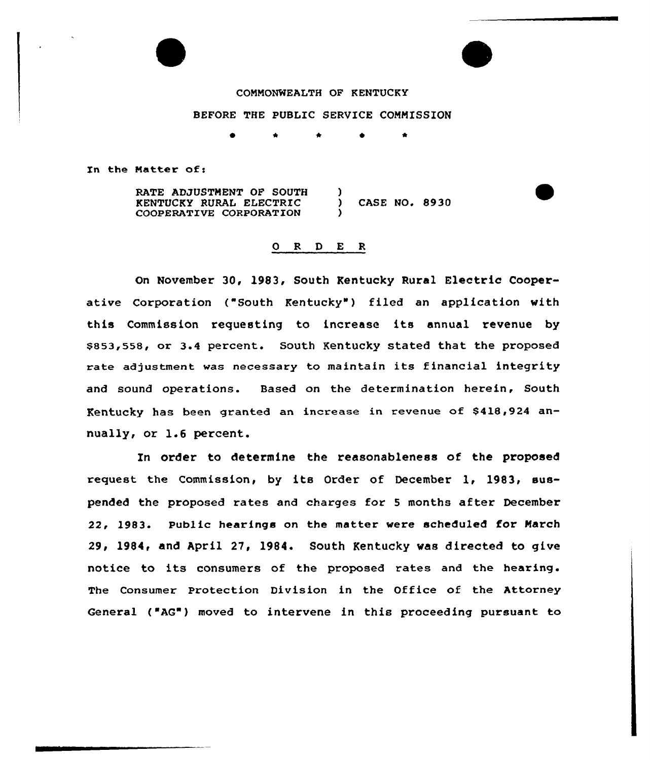COMMONWEALTH OF KENTUCKY

BEFORE THE PUBLIC SERVICE COMMISSION

\* \* \* \* \*

In the Matter of:

RATE ADJUSTMENT OF SOUTH KENTUCKY RURAL ELECTRIC COOPERATIVE CORPORATION ) CASE NO. 8930

## O R D E R

On November 30, 1983, South Kentucky Rural Electric Cooperative Corporation ("South Kentucky") filed an application with this Commission requesting to increase its annual revenue by $853,558, or 3.4 percent. South Kentucky stated that the proposed rate adjustment was necessary to maintain its financial integrity and sound operations. Based on the determination herein, South Kentucky has been granted an increase in revenue of $418,924 annually, or 1.6 percent.

In order to determine the reasonableness of the proposed request the Commission, by its Order of December 1, 1983, suspended the proposed rates and charges for 5 months after December 22, 1983. Public hearings on the matter were scheduled for March 29, 1984, and April 27, 1984. South Kentucky was directed to give notice to its consumers of the proposed rates and the hearing. The Consumer Protection Division in the Office of the Attorney General ("AG") moved to intervene in this proceeding pursuant to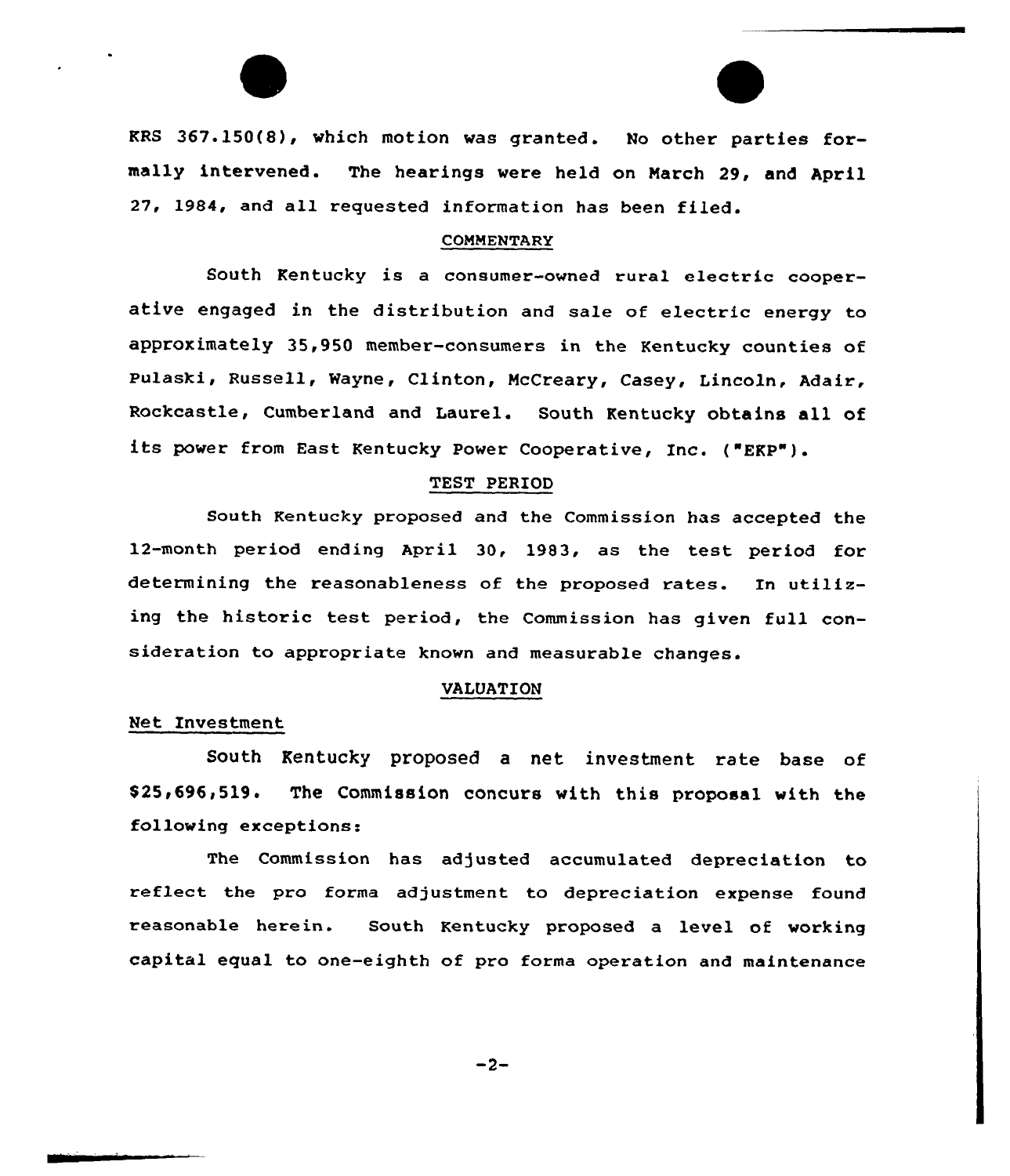KRS 367.150(8), which motion was granted. No other parties formally intervened. The hearings were held on March 29, and April 27, 1984, and all requested information has been filed.

## COMMENTARY

South Kentucky is a consumer-owned rural electric cooperative engaged in the distribution and sale of electric energy to approximately 35,950 member-consumers in the Kentucky counties of Pulaski, Russell, Wayne, Clinton, McCreary, Casey, Lincoln, Adair, Rockcastle, Cumberland and Laurel. South Kentucky obtains all of its power from East Kentucky Power Cooperative, Inc. ("EKP").

## TEST PERIOD

South Kentucky proposed and the Commission has accepted the 12-month period ending April 30, 1983, as the test period for determining the reasonableness of the proposed rates. In utilizing the historic test period, the Commission has given full consideration to appropriate known and measurable changes.

## VALUATION

### Net Investment

South Kentucky proposed a net investment rate base of $25,696,519. The Commission concurs with this proposal with the following exceptions:

The Commission has adjusted accumulated depreciation to reflect the pro forma adjustment to depreciation expense found reasonable herein. South Kentucky proposed a level of working capital equal to one-eighth of pro forma operation and maintenance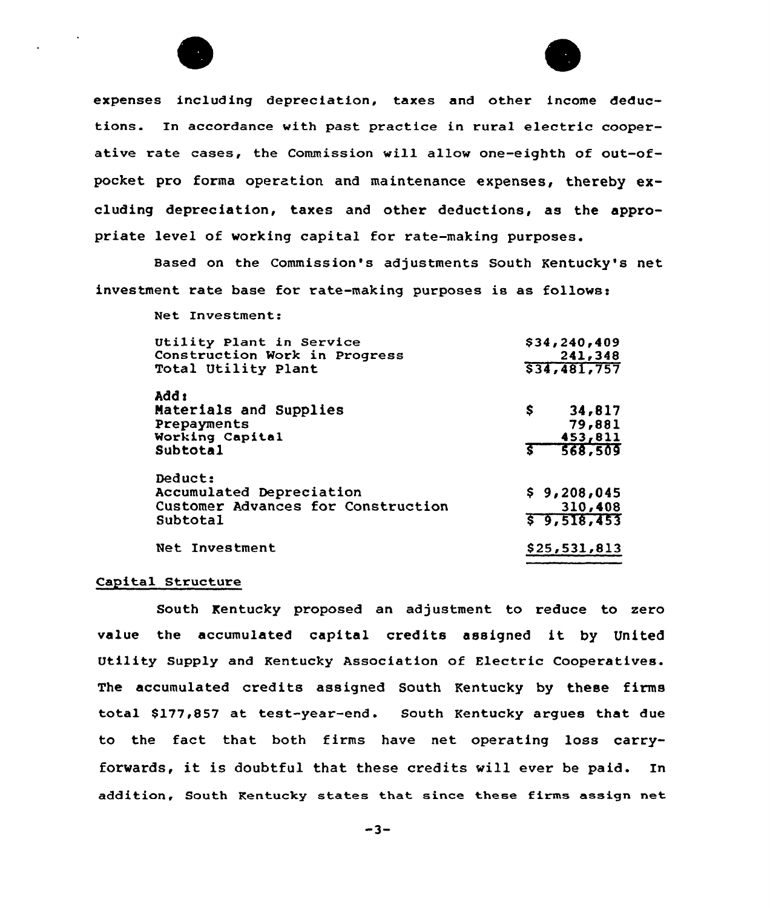expenses including depreciation, taxes and other income deductions. In accordance with past practice in rural electric cooperative rate cases, the Commission will allow one-eighth of out-of-pocket pro forma operation and maintenance expenses, thereby excluding depreciation, taxes and other deductions, as the appropriate level of working capital for rate-making purposes.

Based on the Commission's adjustments South Kentucky's net investment rate base for rate-making purposes is as follows:

Net Investment:

| | |
|---|---|
| Utility Plant in Service | $34,240,409 |
| Construction Work in Progress | 241,348 |
| Total Utility Plant | $34,481,757 |
| **Add:** | |
| Materials and Supplies | $ 34,817 |
| Prepayments | 79,881 |
| Working Capital | 453,811 |
| Subtotal | $ 568,509 |
| Deduct: | |
| Accumulated Depreciation | $ 9,208,045 |
| Customer Advances for Construction | 310,408 |
| Subtotal | $ 9,518,453 |
| Net Investment | $25,531,813 |

## Capital Structure

South Kentucky proposed an adjustment to reduce to zero value the accumulated capital credits assigned it by United Utility Supply and Kentucky Association of Electric Cooperatives. The accumulated credits assigned South Kentucky by these firms total $177,857 at test-year-end. South Kentucky argues that due to the fact that both firms have net operating loss carry-forwards, it is doubtful that these credits will ever be paid. In addition, South Kentucky states that since these firms assign net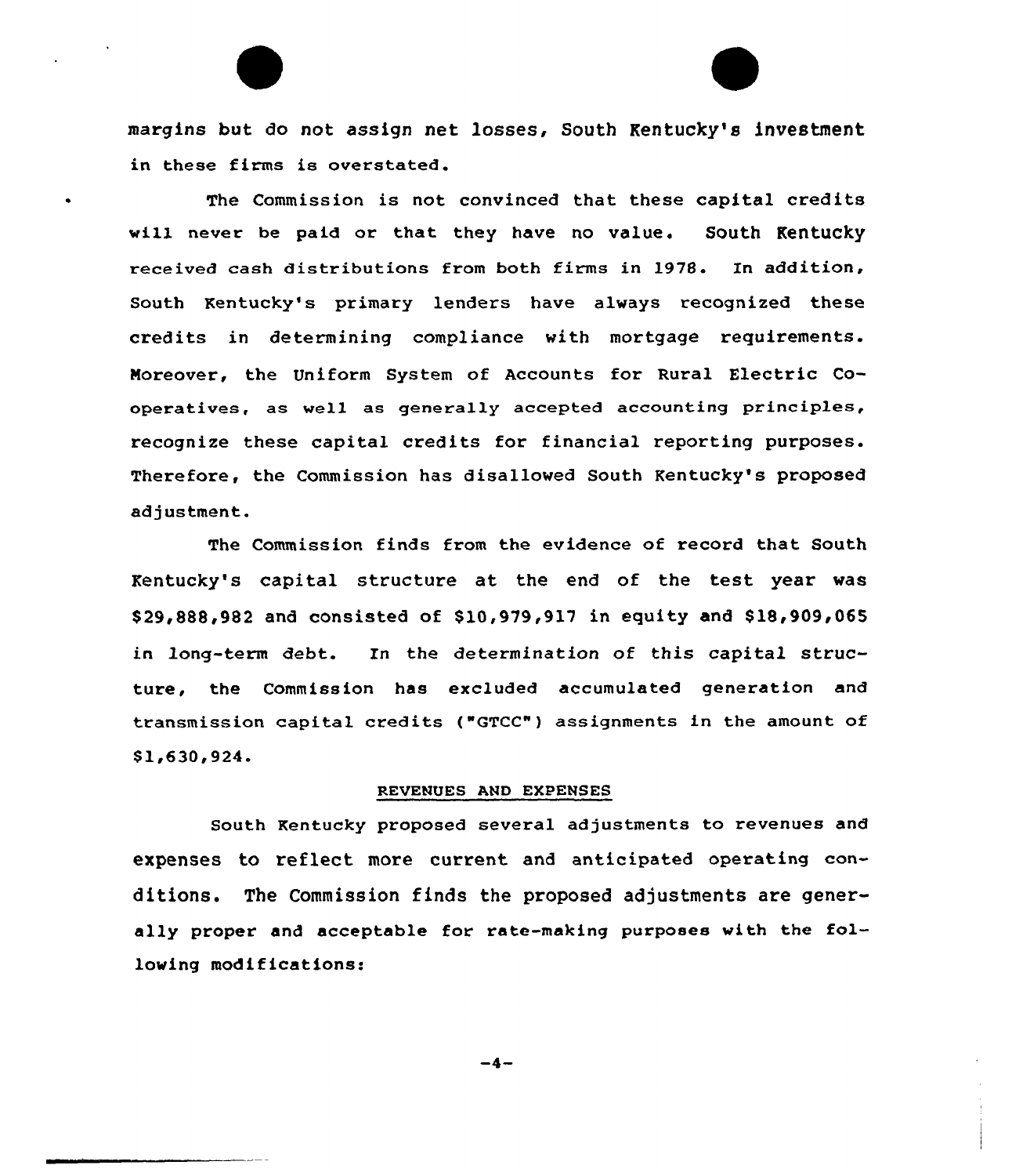margins but do not assign net losses, South Kentucky's investment in these firms is overstated.

The Commission is not convinced that these capital credits will never be paid or that they have no value. South Kentucky received cash distributions from both firms in 1978. In addition, South Kentucky's primary lenders have always recognized these credits in determining compliance with mortgage requirements. Moreover, the Uniform System of Accounts for Rural Electric Cooperatives, as well as generally accepted accounting principles, recognize these capital credits for financial reporting purposes. Therefore, the Commission has disallowed South Kentucky's proposed adjustment.

The Commission finds from the evidence of record that South Kentucky's capital structure at the end of the test year was $29,888,982 and consisted of $10,979,917 in equity and $18,909,065 in long-term debt. In the determination of this capital structure, the Commission has excluded accumulated generation and transmission capital credits ("GTCC") assignments in the amount of $1,630,924.

## REVENUES AND EXPENSES

South Kentucky proposed several adjustments to revenues and expenses to reflect more current and anticipated operating conditions. The Commission finds the proposed adjustments are generally proper and acceptable for rate-making purposes with the following modifications: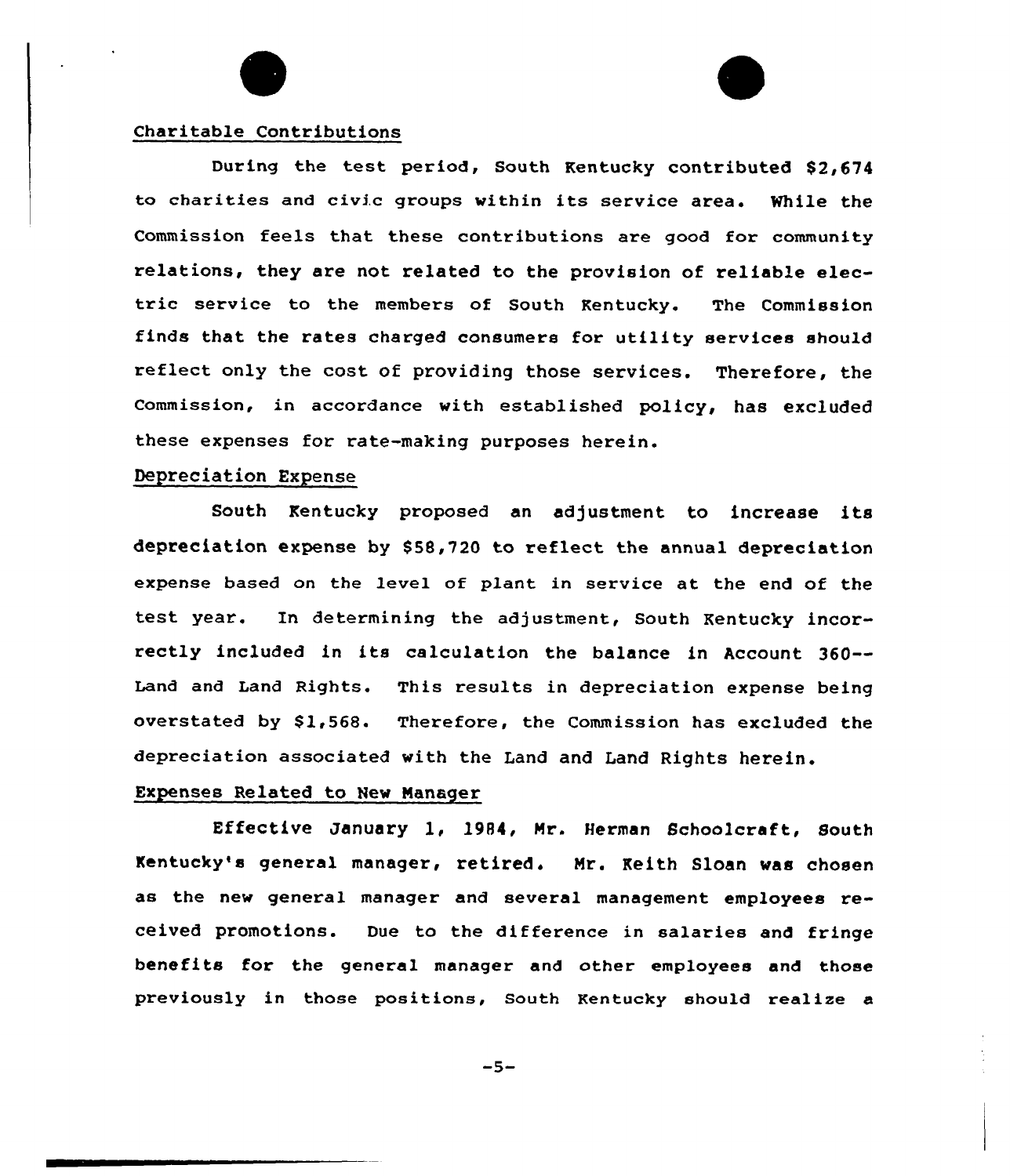## Charitable Contributions

During the test period, South Kentucky contributed $2,674 to charities and civic groups within its service area. While the Commission feels that these contributions are good for community relations, they are not related to the provision of reliable electric service to the members of South Kentucky. The Commission finds that the rates charged consumers for utility services should reflect only the cost of providing those services. Therefore, the Commission, in accordance with established policy, has excluded these expenses for rate-making purposes herein.

## Depreciation Expense

South Kentucky proposed an adjustment to increase its depreciation expense by $58,720 to reflect the annual depreciation expense based on the level of plant in service at the end of the test year. In determining the adjustment, South Kentucky incorrectly included in its calculation the balance in Account 360--Land and Land Rights. This results in depreciation expense being overstated by $1,568. Therefore, the Commission has excluded the depreciation associated with the Land and Land Rights herein.

## Expenses Related to New Manager

Effective January 1, 1984, Mr. Herman Schoolcraft, South Kentucky's general manager, retired. Mr. Keith Sloan was chosen as the new general manager and several management employees received promotions. Due to the difference in salaries and fringe benefits for the general manager and other employees and those previously in those positions, South Kentucky should realize a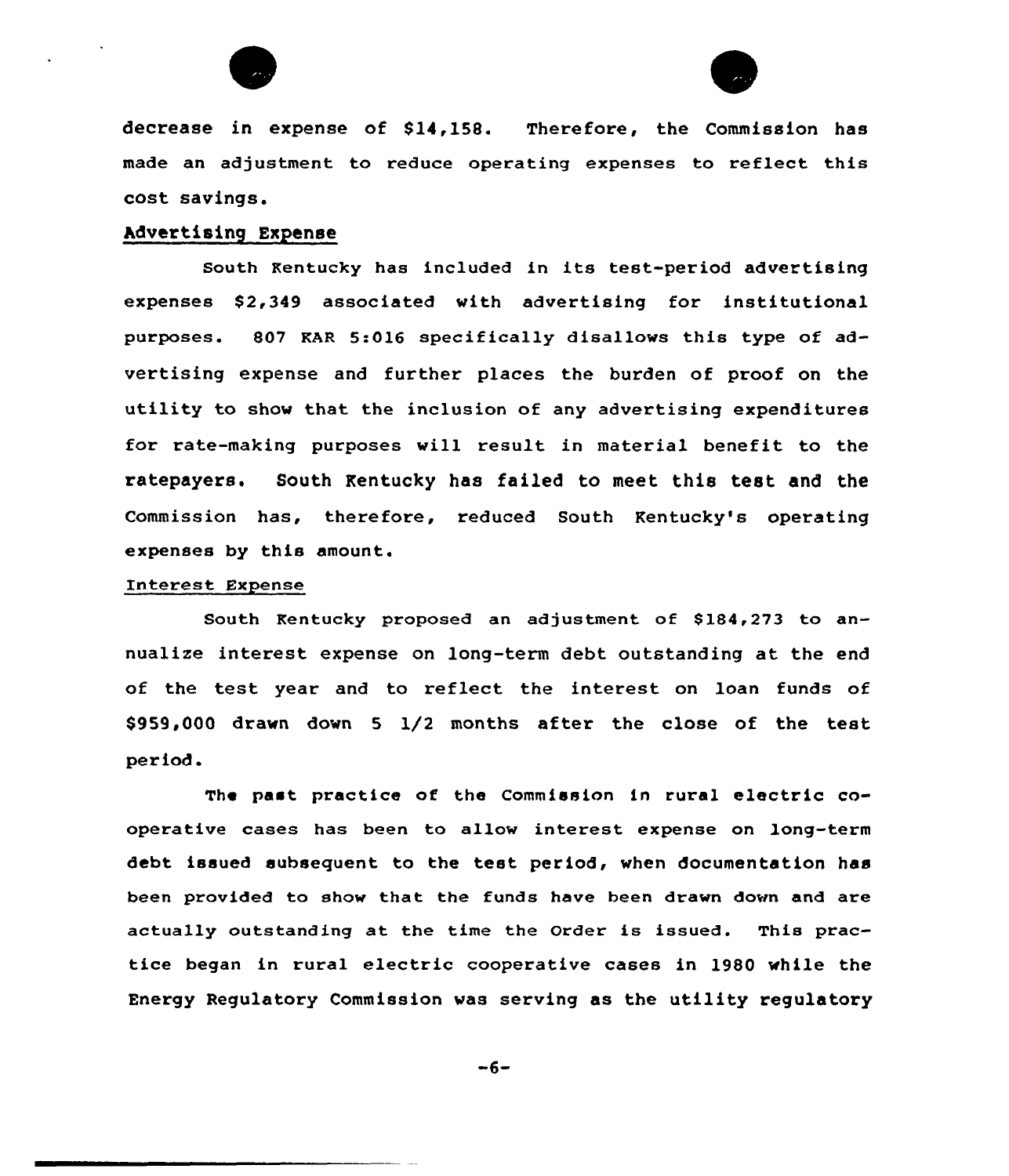decrease in expense of $14,158. Therefore, the Commission has made an adjustment to reduce operating expenses to reflect this cost savings.

## Advertising Expense

South Kentucky has included in its test-period advertising expenses $2,349 associated with advertising for institutional purposes. 807 KAR 5:016 specifically disallows this type of advertising expense and further places the burden of proof on the utility to show that the inclusion of any advertising expenditures for rate-making purposes will result in material benefit to the ratepayers. South Kentucky has failed to meet this test and the Commission has, therefore, reduced South Kentucky's operating expenses by this amount.

## Interest Expense

South Kentucky proposed an adjustment of $184,273 to annualize interest expense on long-term debt outstanding at the end of the test year and to reflect the interest on loan funds of $959,000 drawn down 5 1/2 months after the close of the test period.

The past practice of the Commission in rural electric cooperative cases has been to allow interest expense on long-term debt issued subsequent to the test period, when documentation has been provided to show that the funds have been drawn down and are actually outstanding at the time the Order is issued. This practice began in rural electric cooperative cases in 1980 while the Energy Regulatory Commission was serving as the utility regulatory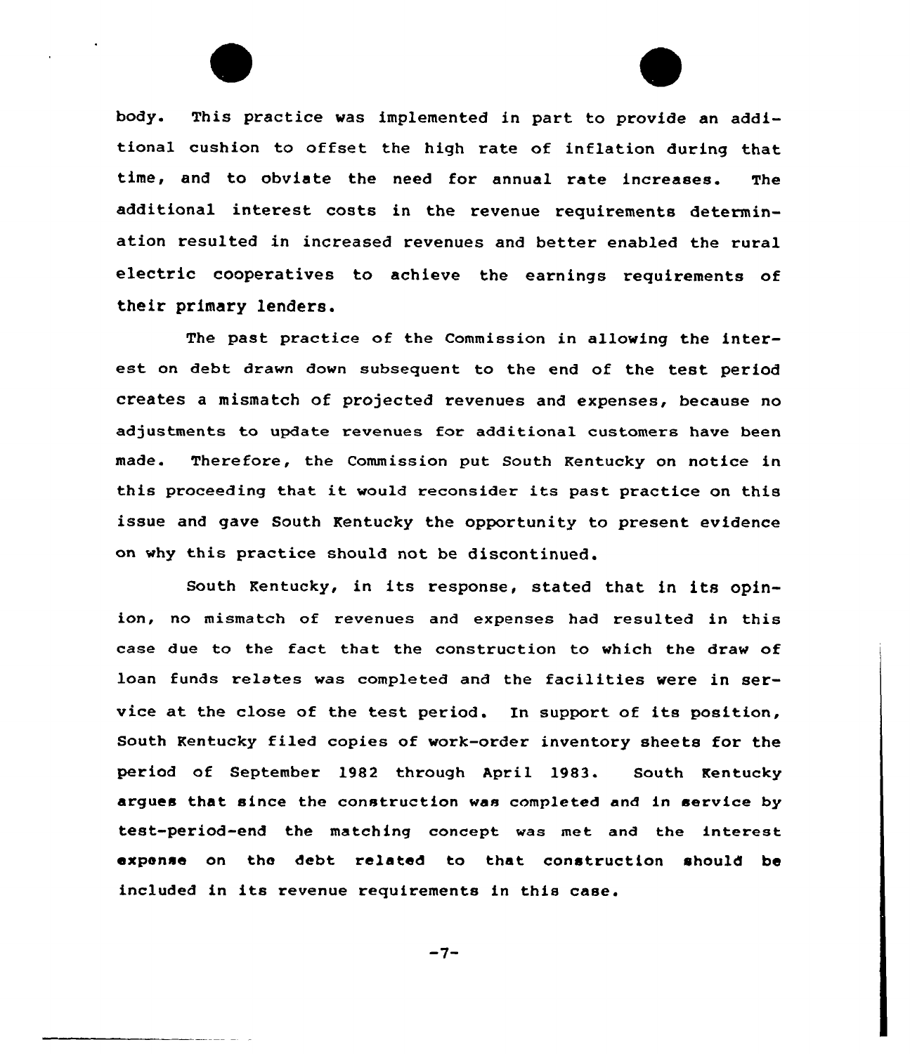body. This practice was implemented in part to provide an additional cushion to offset the high rate of inflation during that time, and to obviate the need for annual rate increases. The additional interest costs in the revenue requirements determination resulted in increased revenues and better enabled the rural electric cooperatives to achieve the earnings requirements of their primary lenders.

The past practice of the Commission in allowing the interest on debt drawn down subsequent to the end of the test period creates a mismatch of projected revenues and expenses, because no adjustments to update revenues for additional customers have been made. Therefore, the Commission put South Kentucky on notice in this proceeding that it would reconsider its past practice on this issue and gave South Kentucky the opportunity to present evidence on why this practice should not be discontinued.

South Kentucky, in its response, stated that in its opinion, no mismatch of revenues and expenses had resulted in this case due to the fact that the construction to which the draw of loan funds relates was completed and the facilities were in service at the close of the test period. In support of its position, South Kentucky filed copies of work-order inventory sheets for the period of September 1982 through April 1983. South Kentucky argues that since the construction was completed and in service by test-period-end the matching concept was met and the interest expense on the debt related to that construction should be included in its revenue requirements in this case.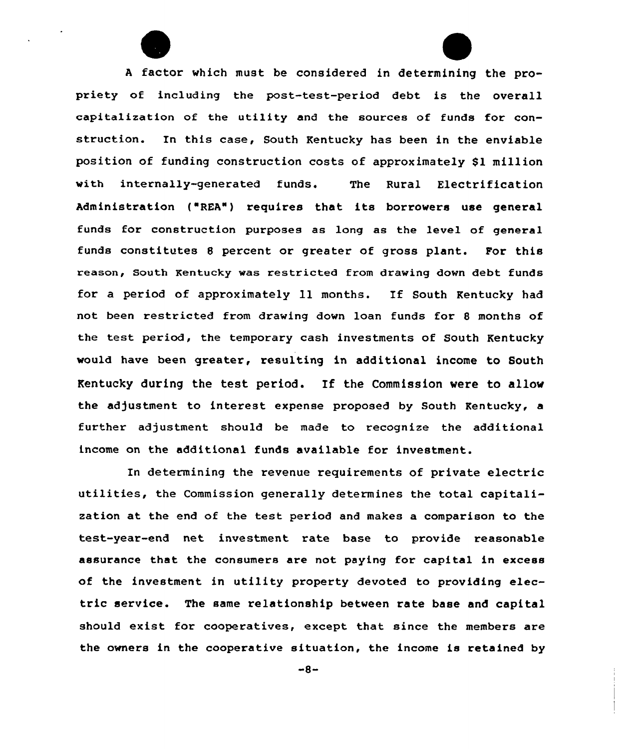A factor which must be considered in determining the propriety of including the post-test-period debt is the overall capitalization of the utility and the sources of funds for construction. In this case, South Kentucky has been in the enviable position of funding construction costs of approximately $1 million with internally-generated funds. The Rural Electrification Administration ("REA") requires that its borrowers use general funds for construction purposes as long as the level of general funds constitutes 8 percent or greater of gross plant. For this reason, South Kentucky was restricted from drawing down debt funds for a period of approximately 11 months. If South Kentucky had not been restricted from drawing down loan funds for 8 months of the test period, the temporary cash investments of South Kentucky would have been greater, resulting in additional income to South Kentucky during the test period. If the Commission were to allow the adjustment to interest expense proposed by South Kentucky, a further adjustment should be made to recognize the additional income on the additional funds available for investment.

In determining the revenue requirements of private electric utilities, the Commission generally determines the total capitalization at the end of the test period and makes a comparison to the test-year-end net investment rate base to provide reasonable assurance that the consumers are not paying for capital in excess of the investment in utility property devoted to providing electric service. The same relationship between rate base and capital should exist for cooperatives, except that since the members are the owners in the cooperative situation, the income is retained by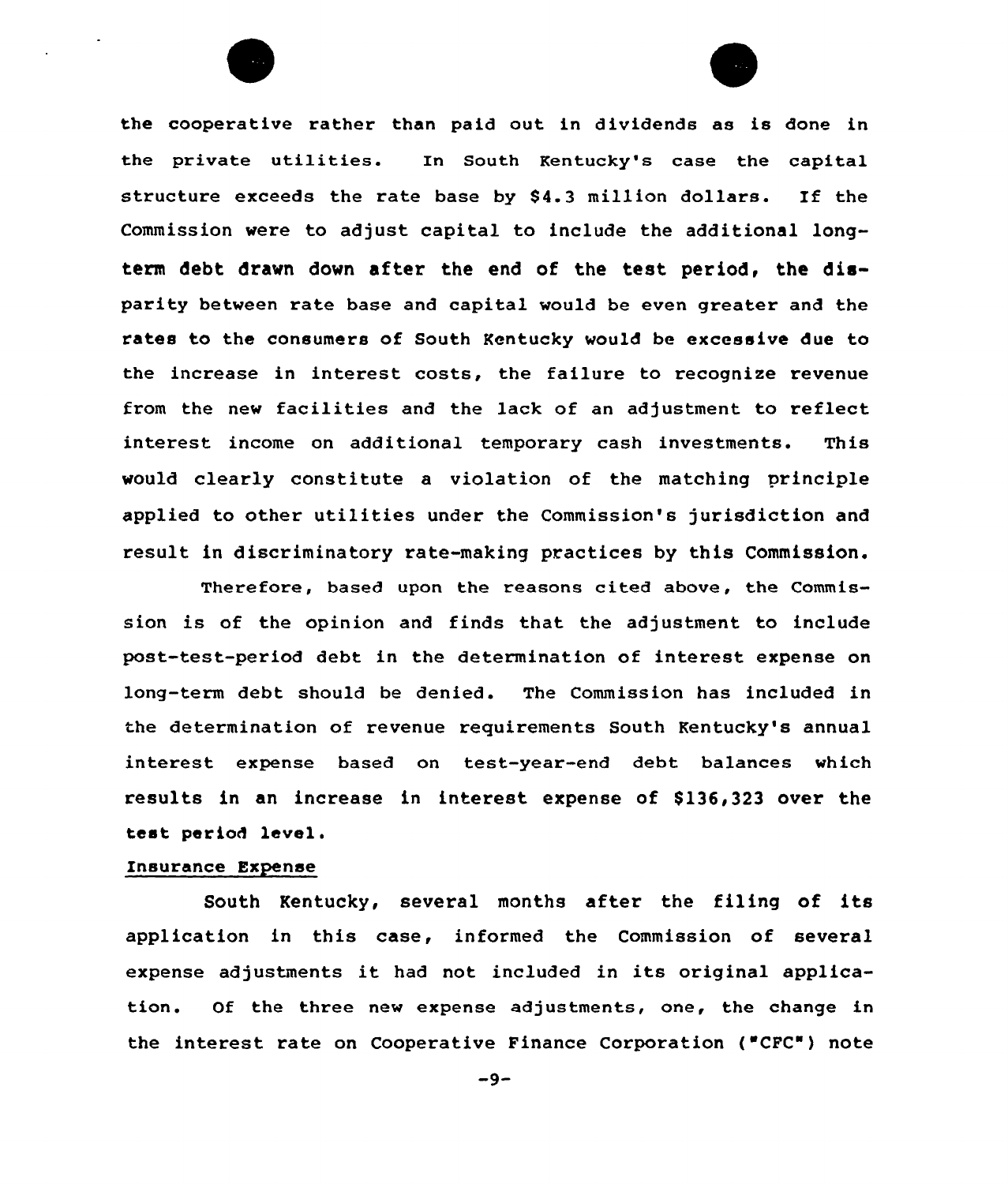the cooperative rather than paid out in dividends as is done in the private utilities. In South Kentucky's case the capital structure exceeds the rate base by $4.3 million dollars. If the Commission were to adjust capital to include the additional long-term debt drawn down after the end of the test period, the disparity between rate base and capital would be even greater and the rates to the consumers of South Kentucky would be excessive due to the increase in interest costs, the failure to recognize revenue from the new facilities and the lack of an adjustment to reflect interest income on additional temporary cash investments. This would clearly constitute a violation of the matching principle applied to other utilities under the Commission's jurisdiction and result in discriminatory rate-making practices by this Commission.

Therefore, based upon the reasons cited above, the Commission is of the opinion and finds that the adjustment to include post-test-period debt in the determination of interest expense on long-term debt should be denied. The Commission has included in the determination of revenue requirements South Kentucky's annual interest expense based on test-year-end debt balances which results in an increase in interest expense of $136,323 over the test period level.

Insurance Expense

South Kentucky, several months after the filing of its application in this case, informed the Commission of several expense adjustments it had not included in its original application. Of the three new expense adjustments, one, the change in the interest rate on Cooperative Finance Corporation ("CFC") note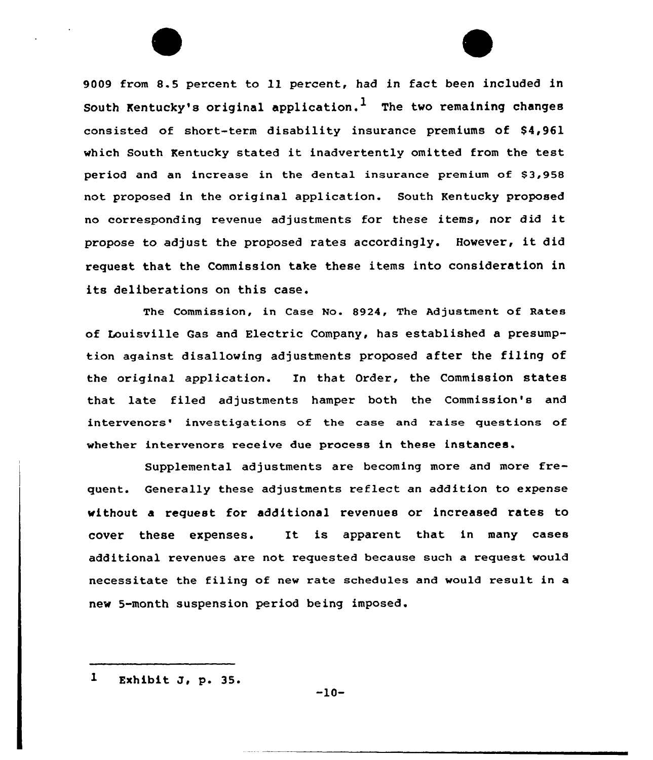9009 from 8.5 percent to 11 percent, had in fact been included in South Kentucky's original application.[1] The two remaining changes consisted of short-term disability insurance premiums of $4,961 which South Kentucky stated it inadvertently omitted from the test period and an increase in the dental insurance premium of $3,958 not proposed in the original application. South Kentucky proposed no corresponding revenue adjustments for these items, nor did it propose to adjust the proposed rates accordingly. However, it did request that the Commission take these items into consideration in its deliberations on this case.

The Commission, in Case No. 8924, The Adjustment of Rates of Louisville Gas and Electric Company, has established a presumption against disallowing adjustments proposed after the filing of the original application. In that Order, the Commission states that late filed adjustments hamper both the Commission's and intervenors' investigations of the case and raise questions of whether intervenors receive due process in these instances.

Supplemental adjustments are becoming more and more frequent. Generally these adjustments reflect an addition to expense without a request for additional revenues or increased rates to cover these expenses. It is apparent that in many cases additional revenues are not requested because such a request would necessitate the filing of new rate schedules and would result in a new 5-month suspension period being imposed.

---

[1] Exhibit J, p. 35.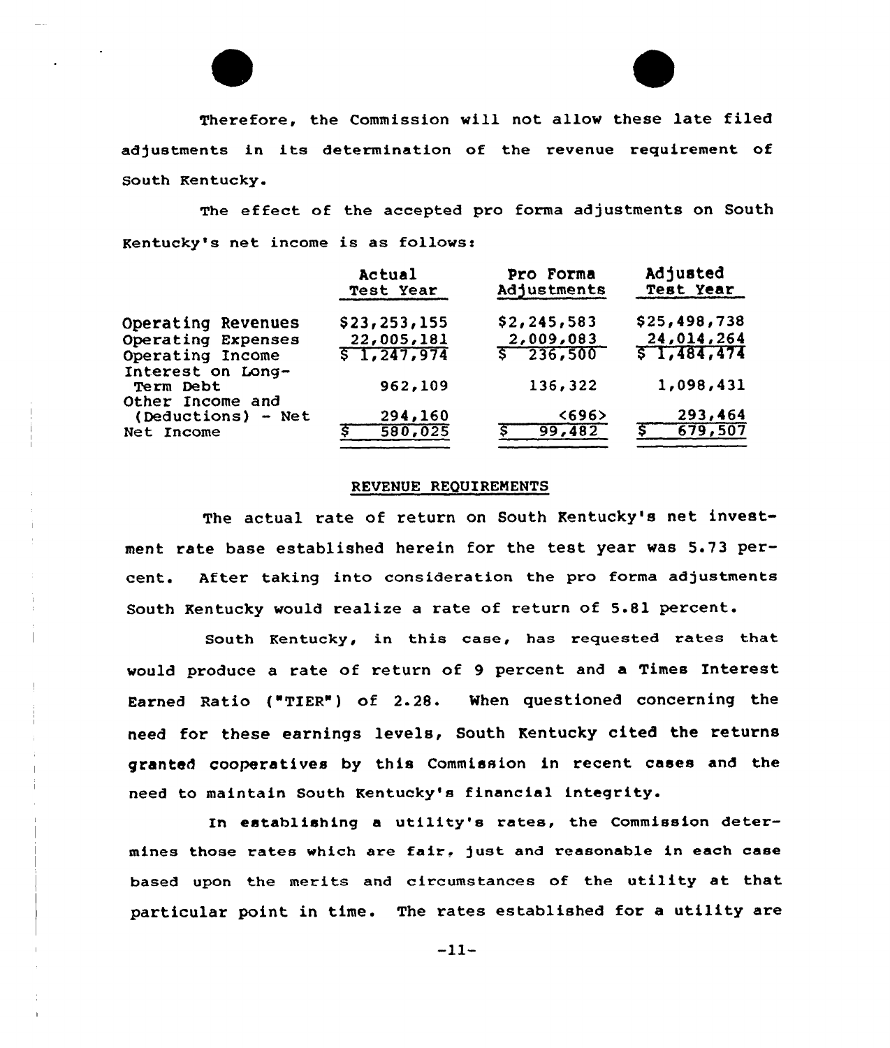Therefore, the Commission will not allow these late filed adjustments in its determination of the revenue requirement of South Kentucky.

The effect of the accepted pro forma adjustments on South Kentucky's net income is as follows:

| | Actual Test Year | Pro Forma Adjustments | Adjusted Test Year |
|---|---|---|---|
| Operating Revenues | $23,253,155 | $2,245,583 | $25,498,738 |
| Operating Expenses | 22,005,181 | 2,009,083 | 24,014,264 |
| Operating Income | $ 1,247,974 | $ 236,500 | $ 1,484,474 |
| Interest on Long-Term Debt | 962,109 | 136,322 | 1,098,431 |
| Other Income and (Deductions) - Net | 294,160 | <696> | 293,464 |
| Net Income | $ 580,025 | $ 99,482 | $ 679,507 |

REVENUE REQUIREMENTS

The actual rate of return on South Kentucky's net investment rate base established herein for the test year was 5.73 percent. After taking into consideration the pro forma adjustments South Kentucky would realize a rate of return of 5.81 percent.

South Kentucky, in this case, has requested rates that would produce a rate of return of 9 percent and a Times Interest Earned Ratio ("TIER") of 2.28. When questioned concerning the need for these earnings levels, South Kentucky cited the returns granted cooperatives by this Commission in recent cases and the need to maintain South Kentucky's financial integrity.

In establishing a utility's rates, the Commission determines those rates which are fair, just and reasonable in each case based upon the merits and circumstances of the utility at that particular point in time. The rates established for a utility are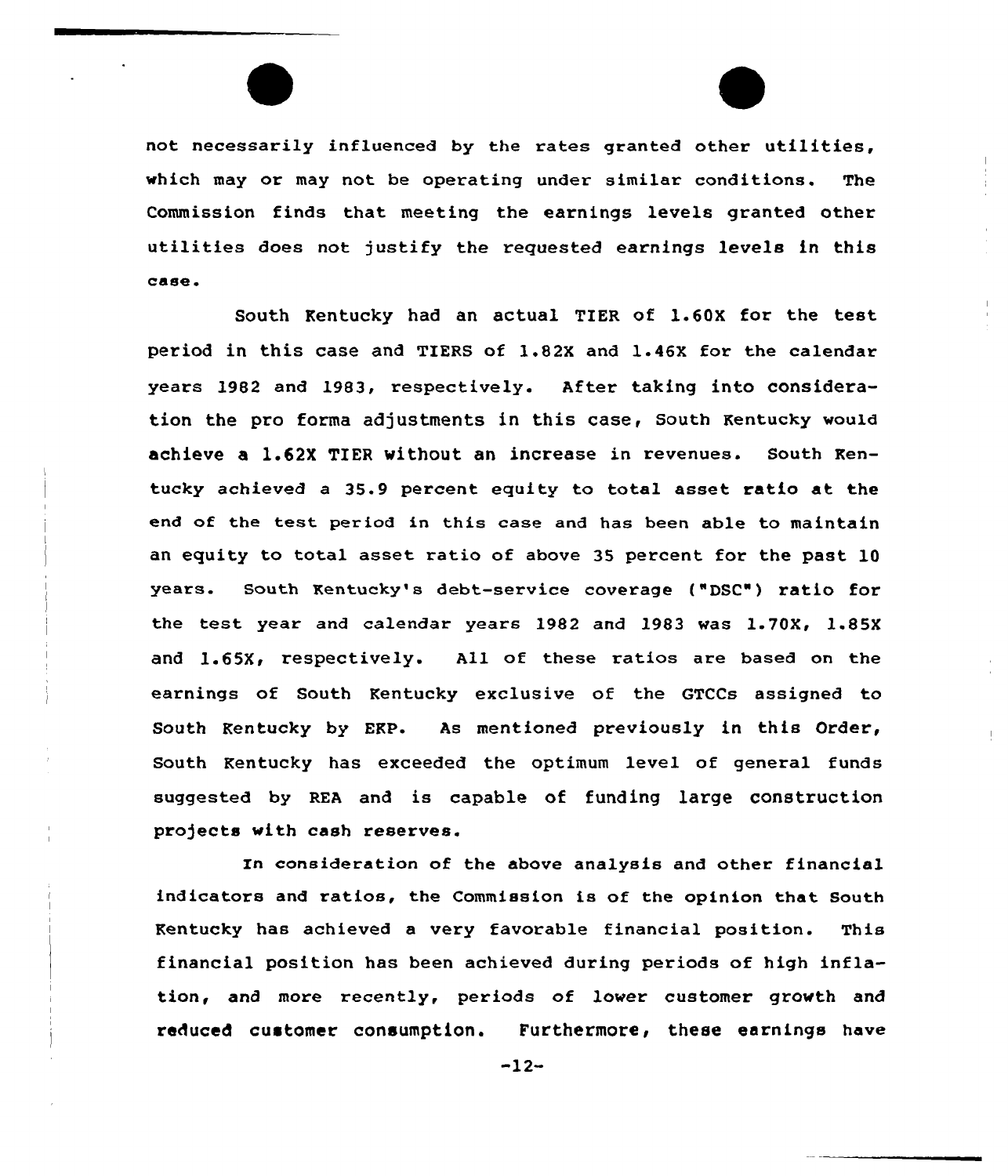not necessarily influenced by the rates granted other utilities, which may or may not be operating under similar conditions. The Commission finds that meeting the earnings levels granted other utilities does not justify the requested earnings levels in this case.

South Kentucky had an actual TIER of 1.60X for the test period in this case and TIERS of 1.82X and 1.46X for the calendar years 1982 and 1983, respectively. After taking into consideration the pro forma adjustments in this case, South Kentucky would achieve a 1.62X TIER without an increase in revenues. South Kentucky achieved a 35.9 percent equity to total asset ratio at the end of the test period in this case and has been able to maintain an equity to total asset ratio of above 35 percent for the past 10 years. South Kentucky's debt-service coverage ("DSC") ratio for the test year and calendar years 1982 and 1983 was 1.70X, 1.85X and 1.65X, respectively. All of these ratios are based on the earnings of South Kentucky exclusive of the GTCCs assigned to South Kentucky by EKP. As mentioned previously in this Order, South Kentucky has exceeded the optimum level of general funds suggested by REA and is capable of funding large construction projects with cash reserves.

In consideration of the above analysis and other financial indicators and ratios, the Commission is of the opinion that South Kentucky has achieved a very favorable financial position. This financial position has been achieved during periods of high inflation, and more recently, periods of lower customer growth and reduced customer consumption. Furthermore, these earnings have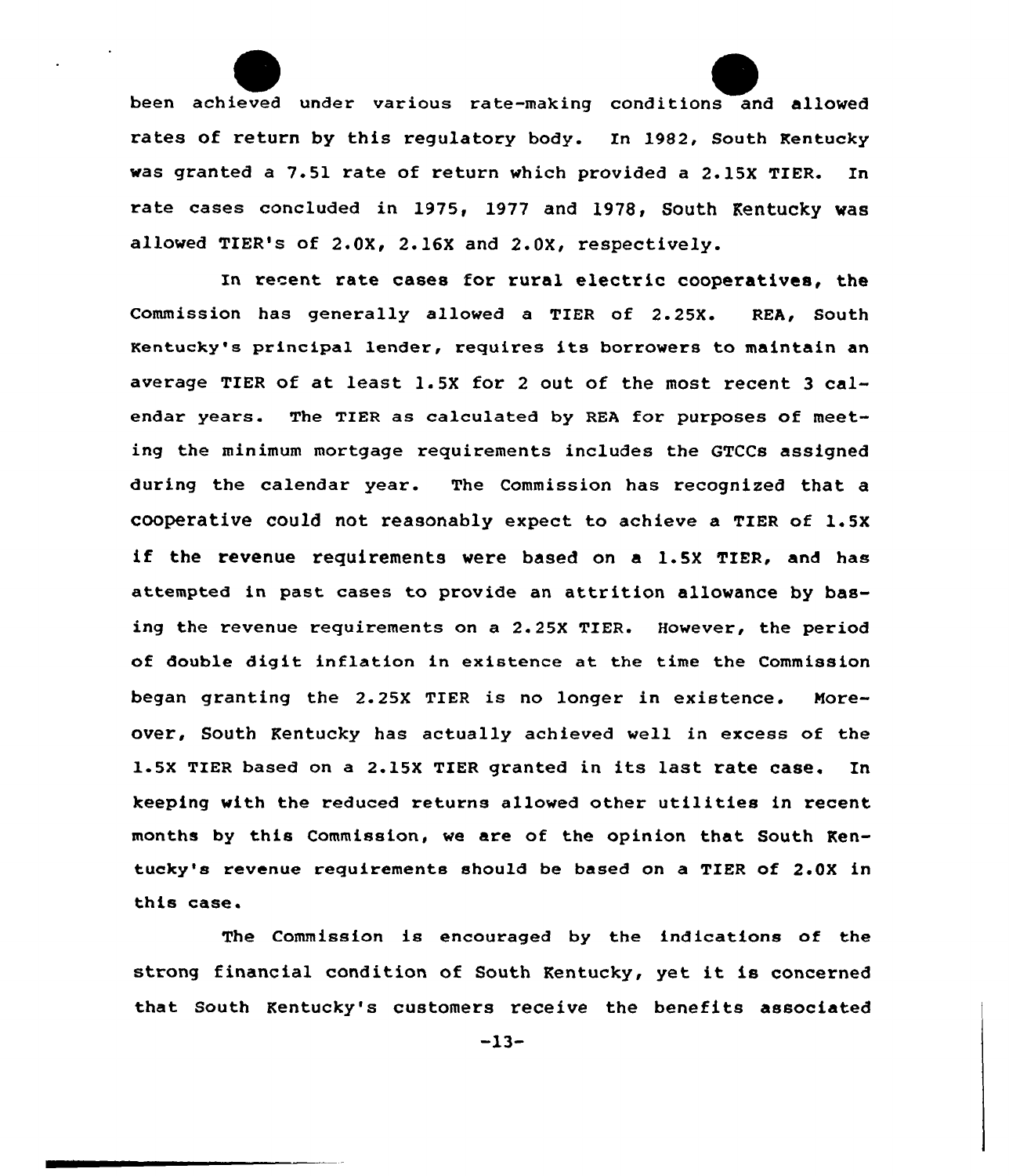been achieved under various rate-making conditions and allowed rates of return by this regulatory body. In 1982, South Kentucky was granted a 7.51 rate of return which provided a 2.15X TIER. In rate cases concluded in 1975, 1977 and 1978, South Kentucky was allowed TIER's of 2.0X, 2.16X and 2.0X, respectively.

In recent rate cases for rural electric cooperatives, the Commission has generally allowed a TIER of 2.25X. REA, South Kentucky's principal lender, requires its borrowers to maintain an average TIER of at least 1.5X for 2 out of the most recent 3 calendar years. The TIER as calculated by REA for purposes of meeting the minimum mortgage requirements includes the GTCCs assigned during the calendar year. The Commission has recognized that a cooperative could not reasonably expect to achieve a TIER of 1.5X if the revenue requirements were based on a 1.5X TIER, and has attempted in past cases to provide an attrition allowance by basing the revenue requirements on a 2.25X TIER. However, the period of double digit inflation in existence at the time the Commission began granting the 2.25X TIER is no longer in existence. Moreover, South Kentucky has actually achieved well in excess of the 1.5X TIER based on a 2.15X TIER granted in its last rate case. In keeping with the reduced returns allowed other utilities in recent months by this Commission, we are of the opinion that South Kentucky's revenue requirements should be based on a TIER of 2.0X in this case.

The Commission is encouraged by the indications of the strong financial condition of South Kentucky, yet it is concerned that South Kentucky's customers receive the benefits associated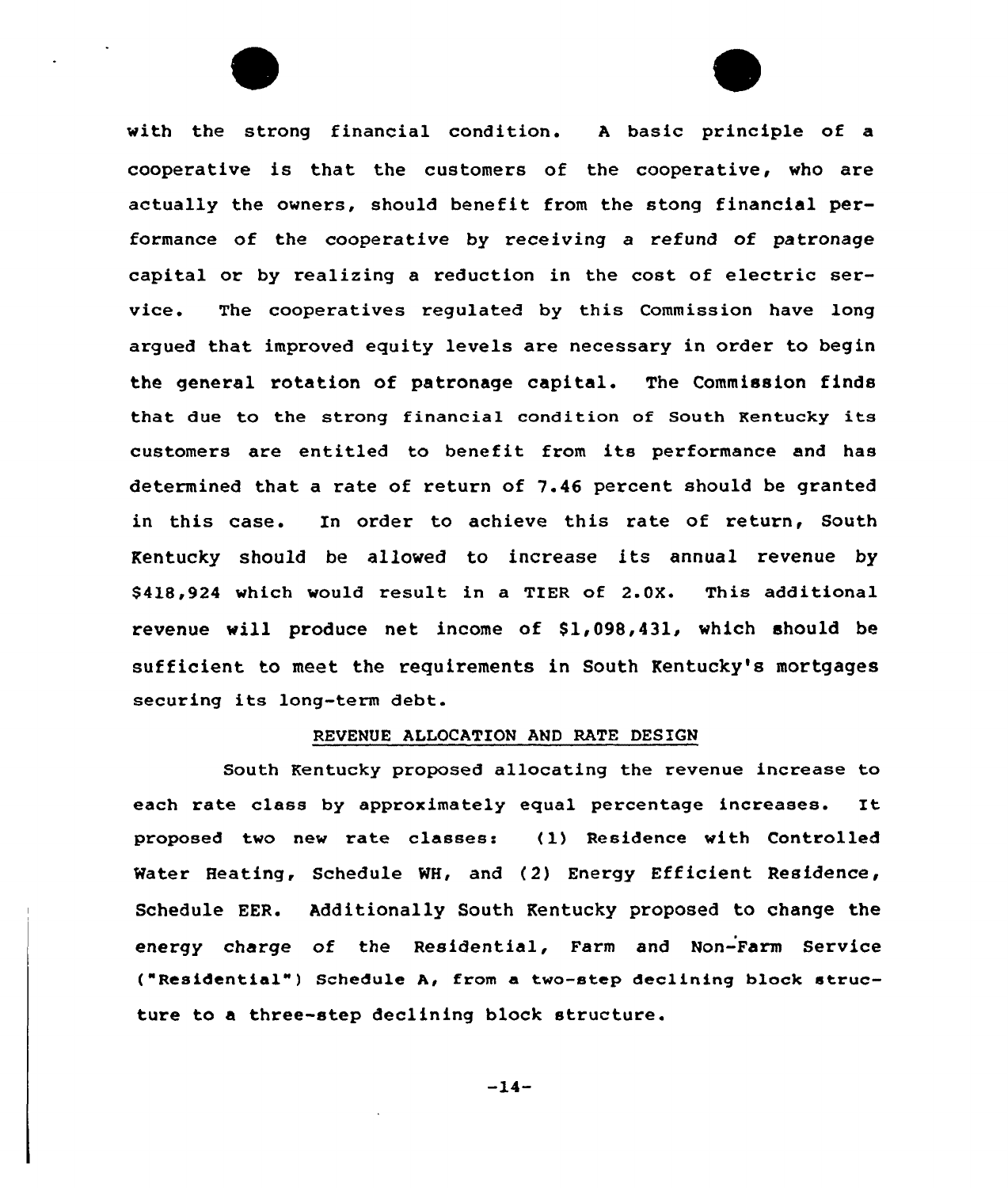with the strong financial condition. A basic principle of a cooperative is that the customers of the cooperative, who are actually the owners, should benefit from the stong financial performance of the cooperative by receiving a refund of patronage capital or by realizing a reduction in the cost of electric service. The cooperatives regulated by this Commission have long argued that improved equity levels are necessary in order to begin the general rotation of patronage capital. The Commission finds that due to the strong financial condition of South Kentucky its customers are entitled to benefit from its performance and has determined that a rate of return of 7.46 percent should be granted in this case. In order to achieve this rate of return, South Kentucky should be allowed to increase its annual revenue by $418,924 which would result in a TIER of 2.0X. This additional revenue will produce net income of $1,098,431, which should be sufficient to meet the requirements in South Kentucky's mortgages securing its long-term debt.

## REVENUE ALLOCATION AND RATE DESIGN

South Kentucky proposed allocating the revenue increase to each rate class by approximately equal percentage increases. It proposed two new rate classes: (1) Residence with Controlled Water Heating, Schedule WH, and (2) Energy Efficient Residence, Schedule EER. Additionally South Kentucky proposed to change the energy charge of the Residential, Farm and Non-Farm Service ("Residential") Schedule A, from a two-step declining block structure to a three-step declining block structure.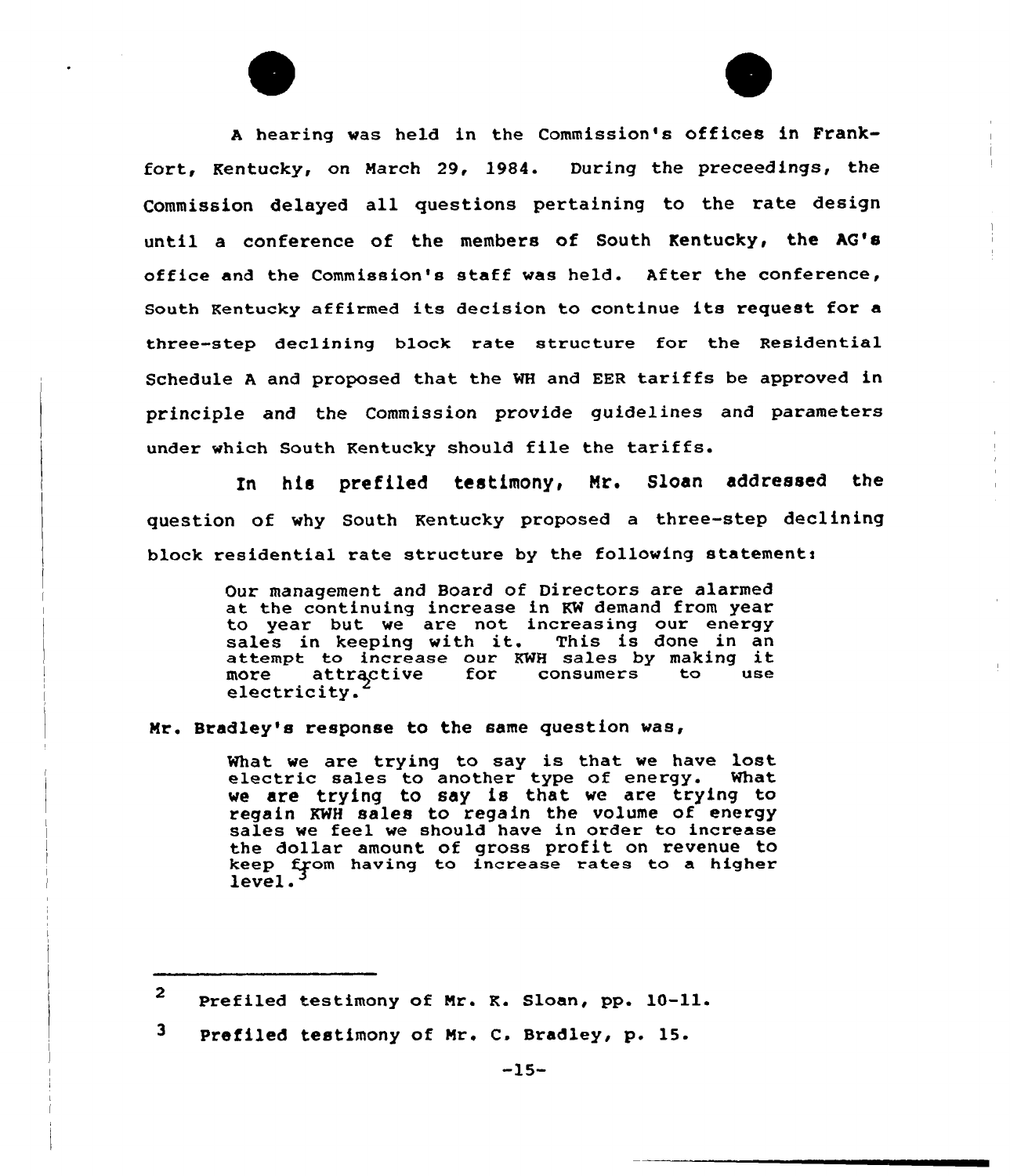A hearing was held in the Commission's offices in Frankfort, Kentucky, on March 29, 1984. During the preceedings, the Commission delayed all questions pertaining to the rate design until a conference of the members of South Kentucky, the AG's office and the Commission's staff was held. After the conference, South Kentucky affirmed its decision to continue its request for a three-step declining block rate structure for the Residential Schedule A and proposed that the WH and EER tariffs be approved in principle and the Commission provide guidelines and parameters under which South Kentucky should file the tariffs.

In his prefiled testimony, Mr. Sloan addressed the question of why South Kentucky proposed a three-step declining block residential rate structure by the following statement:

> Our management and Board of Directors are alarmed at the continuing increase in KW demand from year to year but we are not increasing our energy sales in keeping with it. This is done in an attempt to increase our KWH sales by making it more attractive for consumers to use electricity.[2]

Mr. Bradley's response to the same question was,

> What we are trying to say is that we have lost electric sales to another type of energy. What we are trying to say is that we are trying to regain KWH sales to regain the volume of energy sales we feel we should have in order to increase the dollar amount of gross profit on revenue to keep from having to increase rates to a higher level.[3]

---

[2] Prefiled testimony of Mr. K. Sloan, pp. 10-11.

[3] Prefiled testimony of Mr. C. Bradley, p. 15.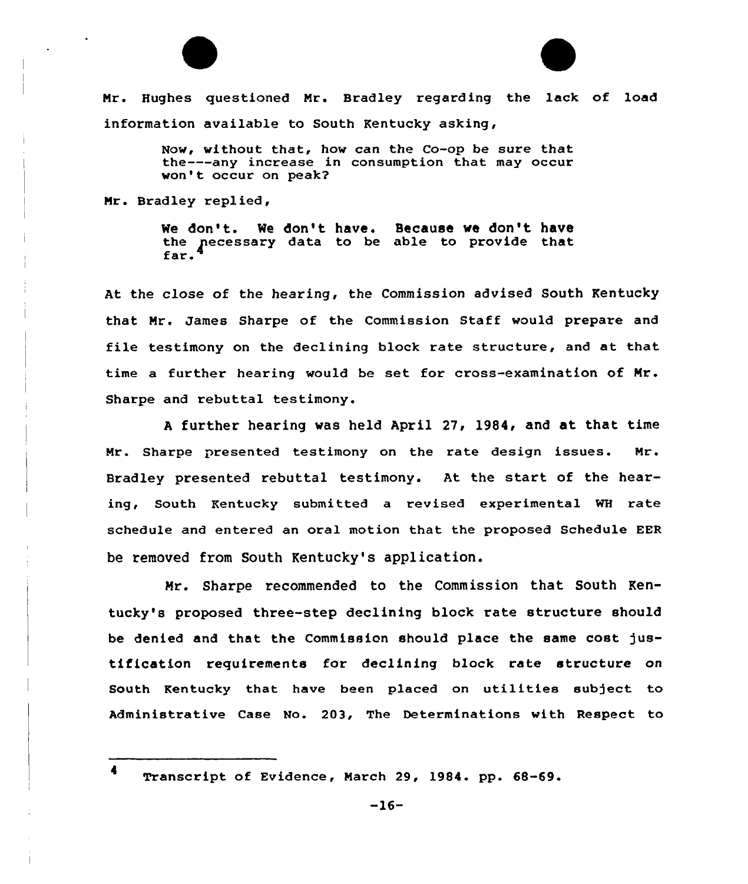Mr. Hughes questioned Mr. Bradley regarding the lack of load information available to South Kentucky asking,

> Now, without that, how can the Co-op be sure that the---any increase in consumption that may occur won't occur on peak?

Mr. Bradley replied,

> We don't. We don't have. Because we don't have the necessary data to be able to provide that far.[4]

At the close of the hearing, the Commission advised South Kentucky that Mr. James Sharpe of the Commission Staff would prepare and file testimony on the declining block rate structure, and at that time a further hearing would be set for cross-examination of Mr. Sharpe and rebuttal testimony.

A further hearing was held April 27, 1984, and at that time Mr. Sharpe presented testimony on the rate design issues. Mr. Bradley presented rebuttal testimony. At the start of the hearing, South Kentucky submitted a revised experimental WH rate schedule and entered an oral motion that the proposed Schedule EER be removed from South Kentucky's application.

Mr. Sharpe recommended to the Commission that South Kentucky's proposed three-step declining block rate structure should be denied and that the Commission should place the same cost justification requirements for declining block rate structure on South Kentucky that have been placed on utilities subject to Administrative Case No. 203, The Determinations with Respect to

---

[4] Transcript of Evidence, March 29, 1984. pp. 68-69.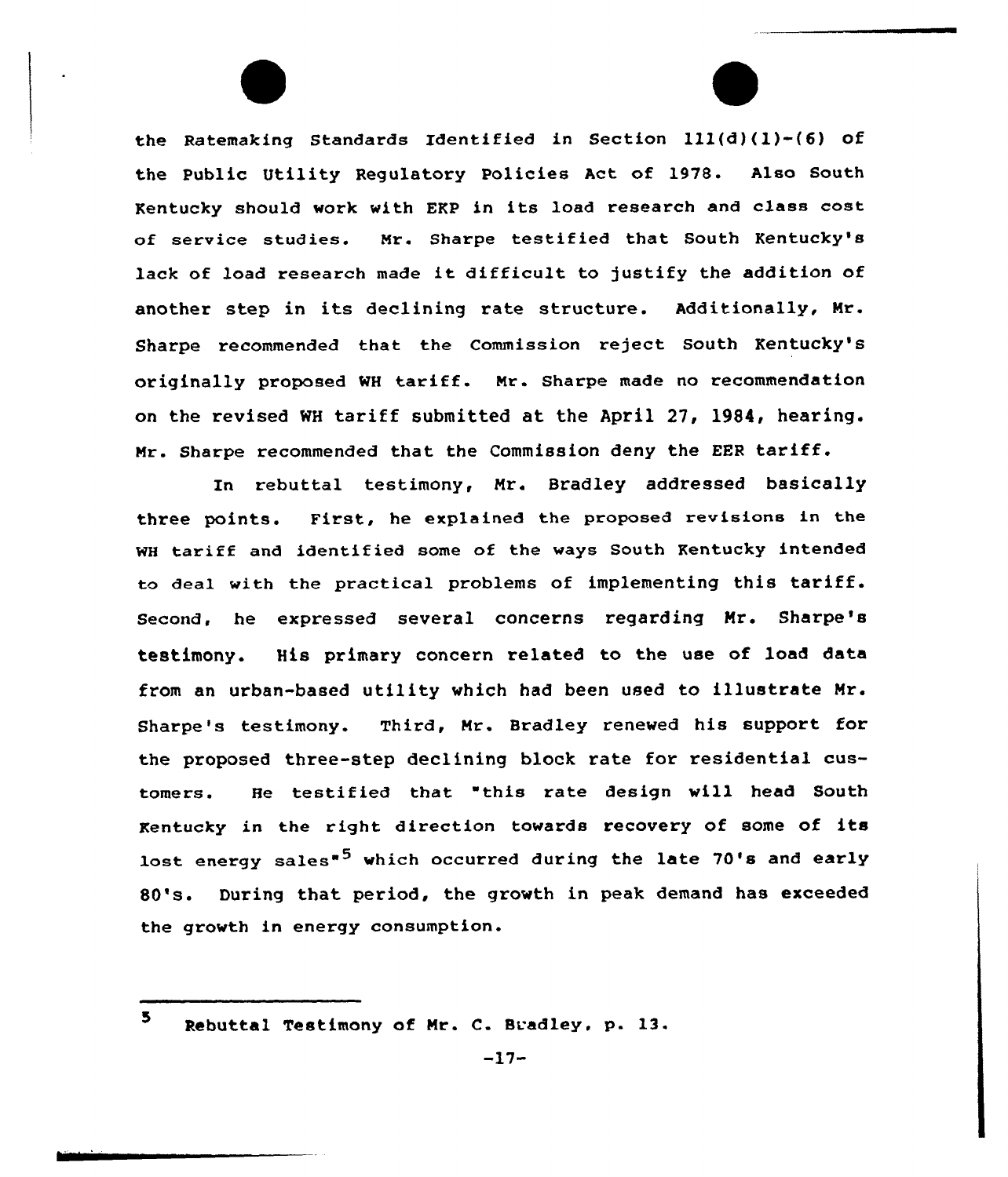the Ratemaking Standards Identified in Section 111(d)(1)-(6) of the Public Utility Regulatory Policies Act of 1978. Also South Kentucky should work with EKP in its load research and class cost of service studies. Mr. Sharpe testified that South Kentucky's lack of load research made it difficult to justify the addition of another step in its declining rate structure. Additionally, Mr. Sharpe recommended that the Commission reject South Kentucky's originally proposed WH tariff. Mr. Sharpe made no recommendation on the revised WH tariff submitted at the April 27, 1984, hearing. Mr. Sharpe recommended that the Commission deny the EER tariff.

In rebuttal testimony, Mr. Bradley addressed basically three points. First, he explained the proposed revisions in the WH tariff and identified some of the ways South Kentucky intended to deal with the practical problems of implementing this tariff. Second, he expressed several concerns regarding Mr. Sharpe's testimony. His primary concern related to the use of load data from an urban-based utility which had been used to illustrate Mr. Sharpe's testimony. Third, Mr. Bradley renewed his support for the proposed three-step declining block rate for residential customers. He testified that "this rate design will head South Kentucky in the right direction towards recovery of some of its lost energy sales"[5] which occurred during the late 70's and early 80's. During that period, the growth in peak demand has exceeded the growth in energy consumption.

---

[5] Rebuttal Testimony of Mr. C. Bradley, p. 13.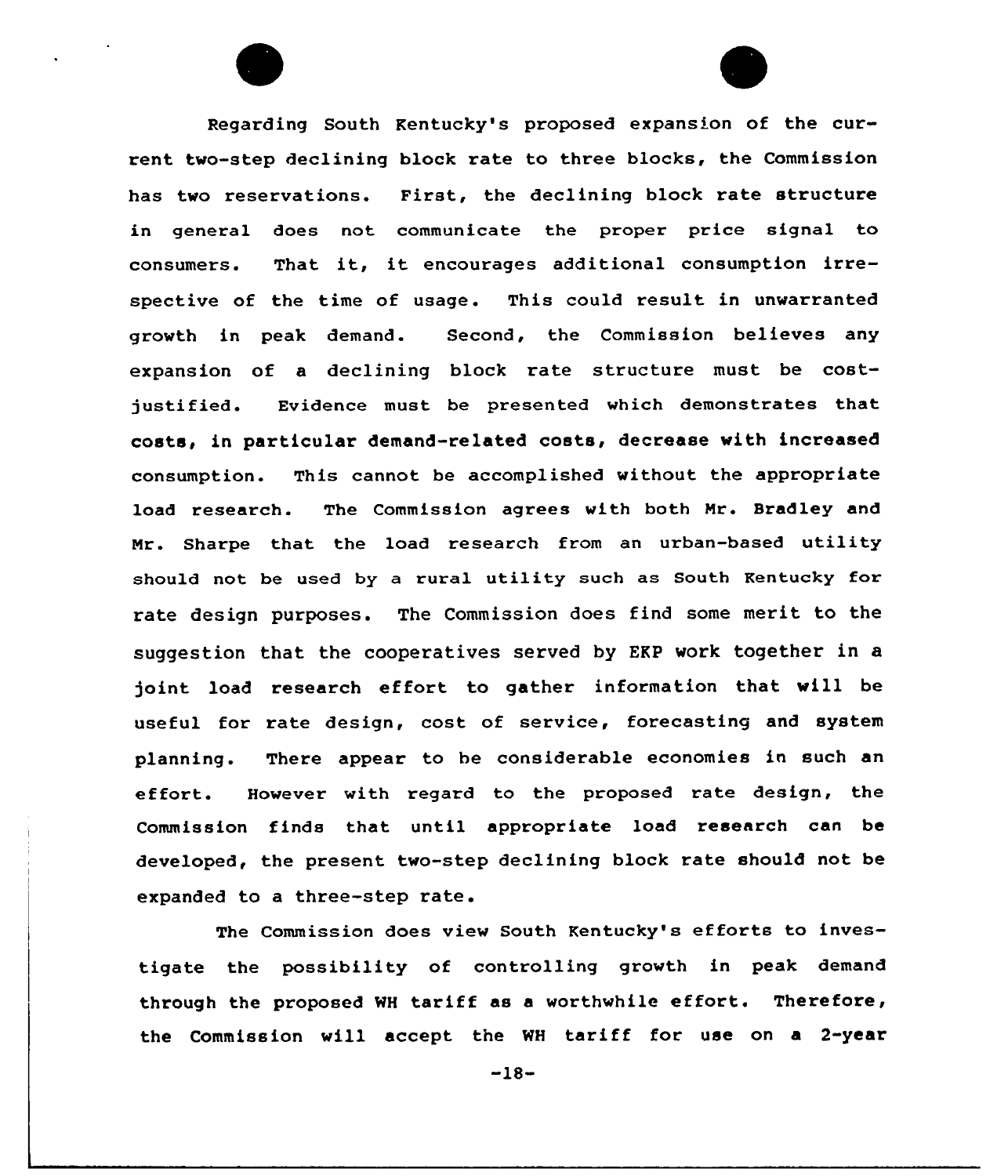Regarding South Kentucky's proposed expansion of the current two-step declining block rate to three blocks, the Commission has two reservations. First, the declining block rate structure in general does not communicate the proper price signal to consumers. That it, it encourages additional consumption irrespective of the time of usage. This could result in unwarranted growth in peak demand. Second, the Commission believes any expansion of a declining block rate structure must be cost-justified. Evidence must be presented which demonstrates that costs, in particular demand-related costs, decrease with increased consumption. This cannot be accomplished without the appropriate load research. The Commission agrees with both Mr. Bradley and Mr. Sharpe that the load research from an urban-based utility should not be used by a rural utility such as South Kentucky for rate design purposes. The Commission does find some merit to the suggestion that the cooperatives served by EKP work together in a joint load research effort to gather information that will be useful for rate design, cost of service, forecasting and system planning. There appear to be considerable economies in such an effort. However with regard to the proposed rate design, the Commission finds that until appropriate load research can be developed, the present two-step declining block rate should not be expanded to a three-step rate.

The Commission does view South Kentucky's efforts to investigate the possibility of controlling growth in peak demand through the proposed WH tariff as a worthwhile effort. Therefore, the Commission will accept the WH tariff for use on a 2-year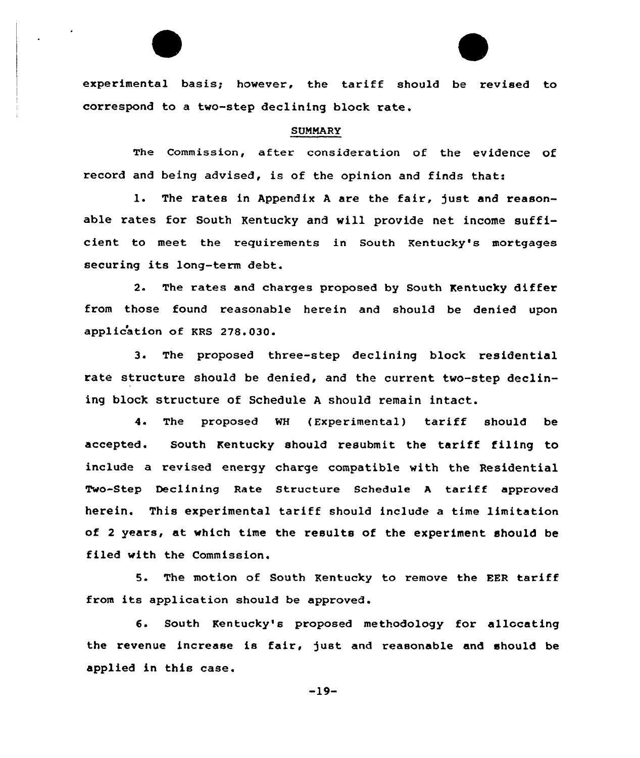experimental basis; however, the tariff should be revised to correspond to a two-step declining block rate.

## SUMMARY

The Commission, after consideration of the evidence of record and being advised, is of the opinion and finds that:

1. The rates in Appendix A are the fair, just and reasonable rates for South Kentucky and will provide net income sufficient to meet the requirements in South Kentucky's mortgages securing its long-term debt.

2. The rates and charges proposed by South Kentucky differ from those found reasonable herein and should be denied upon application of KRS 278.030.

3. The proposed three-step declining block residential rate structure should be denied, and the current two-step declining block structure of Schedule A should remain intact.

4. The proposed WH (Experimental) tariff should be accepted. South Kentucky should resubmit the tariff filing to include a revised energy charge compatible with the Residential Two-Step Declining Rate Structure Schedule A tariff approved herein. This experimental tariff should include a time limitation of 2 years, at which time the results of the experiment should be filed with the Commission.

5. The motion of South Kentucky to remove the EER tariff from its application should be approved.

6. South Kentucky's proposed methodology for allocating the revenue increase is fair, just and reasonable and should be applied in this case.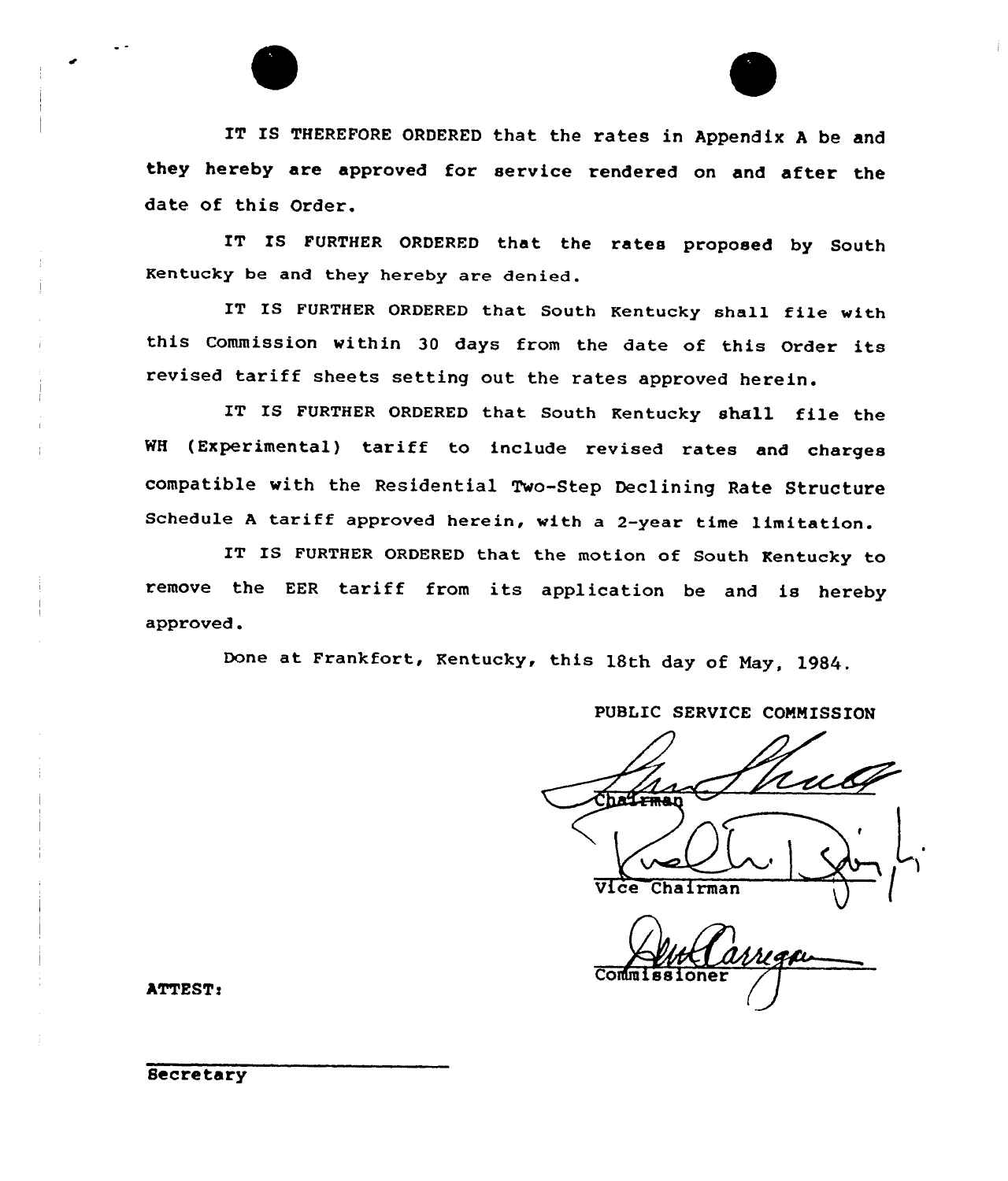IT IS THEREFORE ORDERED that the rates in Appendix A be and they hereby are approved for service rendered on and after the date of this Order.

IT IS FURTHER ORDERED that the rates proposed by South Kentucky be and they hereby are denied.

IT IS FURTHER ORDERED that South Kentucky shall file with this Commission within 30 days from the date of this Order its revised tariff sheets setting out the rates approved herein.

IT IS FURTHER ORDERED that South Kentucky shall file the WH (Experimental) tariff to include revised rates and charges compatible with the Residential Two-Step Declining Rate Structure Schedule A tariff approved herein, with a 2-year time limitation.

IT IS FURTHER ORDERED that the motion of South Kentucky to remove the EER tariff from its application be and is hereby approved.

Done at Frankfort, Kentucky, this 18th day of May, 1984.

PUBLIC SERVICE COMMISSION

Chairman

Vice Chairman

Commissioner

ATTEST:

Secretary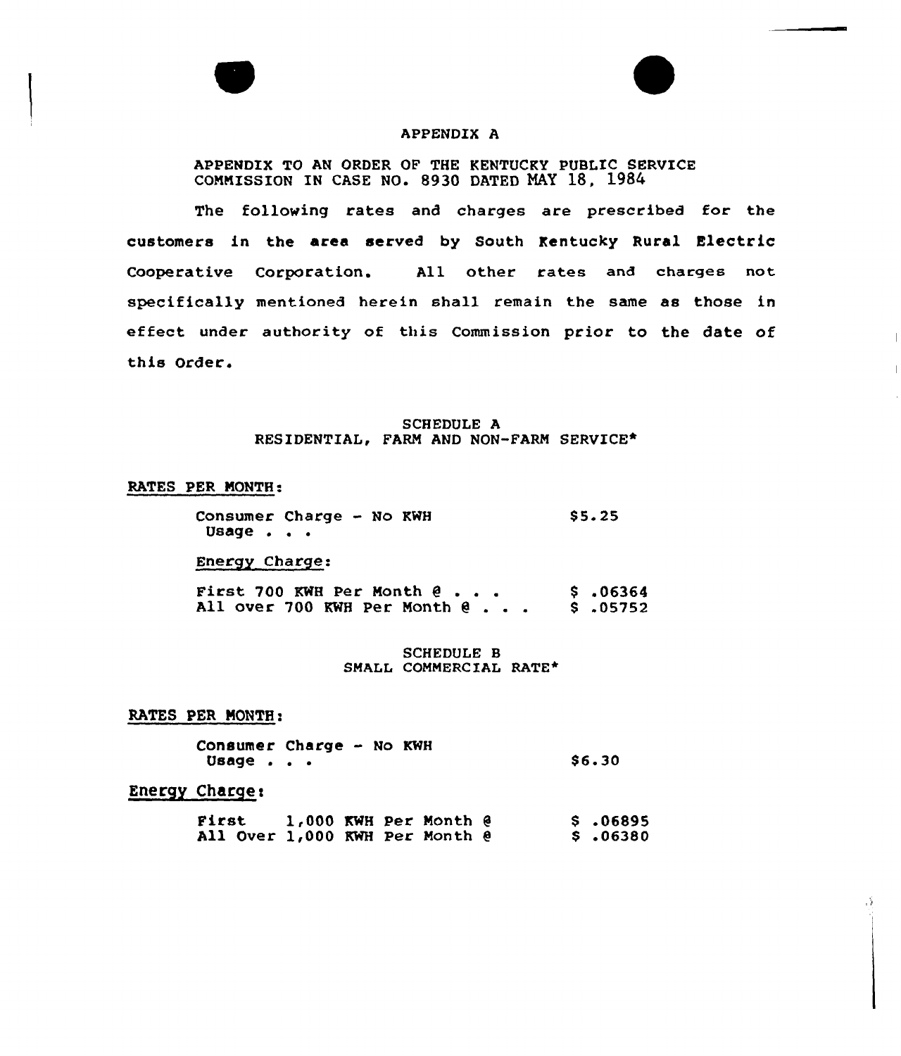# APPENDIX A

APPENDIX TO AN ORDER OF THE KENTUCKY PUBLIC SERVICE COMMISSION IN CASE NO. 8930 DATED MAY 18, 1984

The following rates and charges are prescribed for the customers in the area served by South Kentucky Rural Electric Cooperative Corporation. All other rates and charges not specifically mentioned herein shall remain the same as those in effect under authority of this Commission prior to the date of this Order.

## SCHEDULE A
## RESIDENTIAL, FARM AND NON-FARM SERVICE*

RATES PER MONTH:

| | |
|---|---|
| Consumer Charge - No KWH Usage . . . | $5.25 |

Energy Charge:

| | |
|---|---|
| First 700 KWH Per Month @ . . . | $ .06364 |
| All over 700 KWH Per Month @ . . . | $ .05752 |

## SCHEDULE B
## SMALL COMMERCIAL RATE*

RATES PER MONTH:

| | |
|---|---|
| Consumer Charge - No KWH Usage . . . | $6.30 |

Energy Charge:

| | |
|---|---|
| First 1,000 KWH Per Month @ | $ .06895 |
| All Over 1,000 KWH Per Month @ | $ .06380 |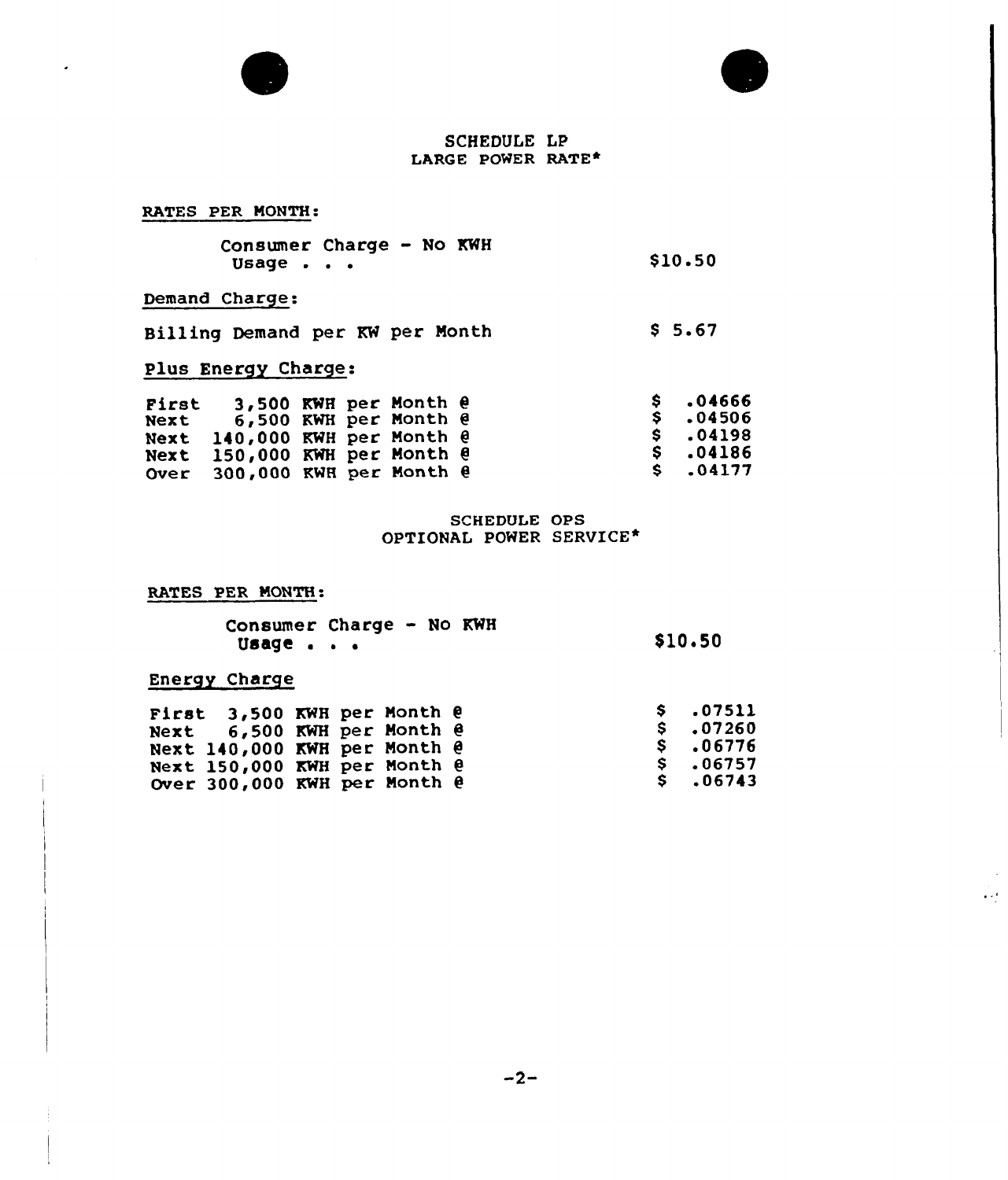## SCHEDULE LP
### LARGE POWER RATE*

RATES PER MONTH:

| | |
|---|---|
| Consumer Charge - No KWH Usage . . . | $10.50 |

Demand Charge:

| | |
|---|---|
| Billing Demand per KW per Month | $ 5.67 |

Plus Energy Charge:

| | |
|---|---|
| First 3,500 KWH per Month @ | $ .04666 |
| Next 6,500 KWH per Month @ | $ .04506 |
| Next 140,000 KWH per Month @ | $ .04198 |
| Next 150,000 KWH per Month @ | $ .04186 |
| Over 300,000 KWH per Month @ | $ .04177 |

## SCHEDULE OPS
### OPTIONAL POWER SERVICE*

RATES PER MONTH:

| | |
|---|---|
| Consumer Charge - No KWH Usage . . . | $10.50 |

Energy Charge

| | |
|---|---|
| First 3,500 KWH per Month @ | $ .07511 |
| Next 6,500 KWH per Month @ | $ .07260 |
| Next 140,000 KWH per Month @ | $ .06776 |
| Next 150,000 KWH per Month @ | $ .06757 |
| Over 300,000 KWH per Month @ | $ .06743 |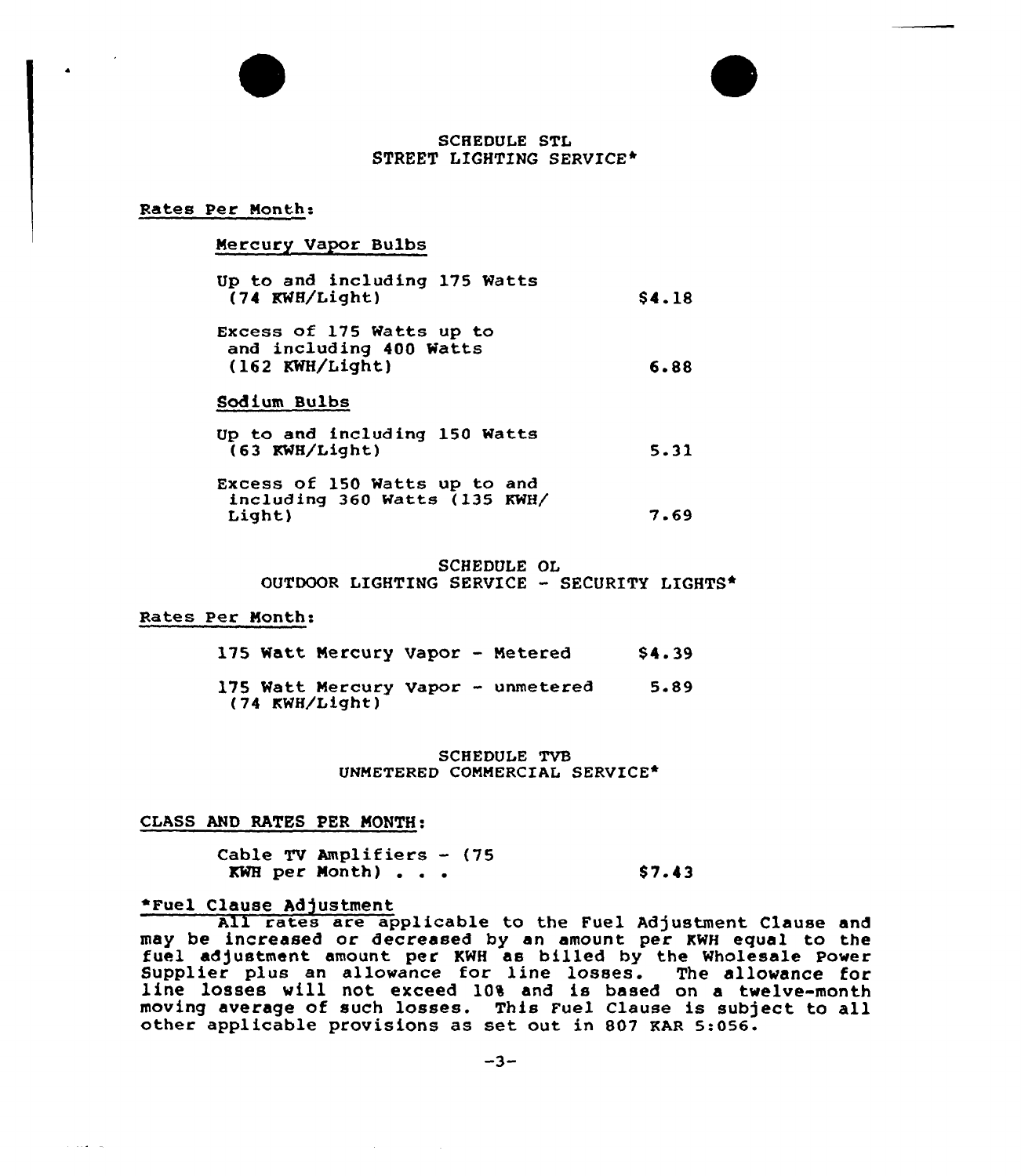## SCHEDULE STL
## STREET LIGHTING SERVICE*

Rates Per Month:

Mercury Vapor Bulbs

| | |
|---|---|
| Up to and including 175 Watts (74 KWH/Light) | $4.18 |
| Excess of 175 Watts up to and including 400 Watts (162 KWH/Light) | 6.88 |

Sodium Bulbs

| | |
|---|---|
| Up to and including 150 Watts (63 KWH/Light) | 5.31 |
| Excess of 150 Watts up to and including 360 Watts (135 KWH/Light) | 7.69 |

## SCHEDULE OL
## OUTDOOR LIGHTING SERVICE - SECURITY LIGHTS*

Rates Per Month:

| | |
|---|---|
| 175 Watt Mercury Vapor - Metered | $4.39 |
| 175 Watt Mercury Vapor - unmetered (74 KWH/Light) | 5.89 |

## SCHEDULE TVB
## UNMETERED COMMERCIAL SERVICE*

CLASS AND RATES PER MONTH:

| | |
|---|---|
| Cable TV Amplifiers - (75 KWH per Month) . . . | $7.43 |

*Fuel Clause Adjustment

All rates are applicable to the Fuel Adjustment Clause and may be increased or decreased by an amount per KWH equal to the fuel adjustment amount per KWH as billed by the Wholesale Power Supplier plus an allowance for line losses. The allowance for line losses will not exceed 10% and is based on a twelve-month moving average of such losses. This Fuel Clause is subject to all other applicable provisions as set out in 807 KAR 5:056.